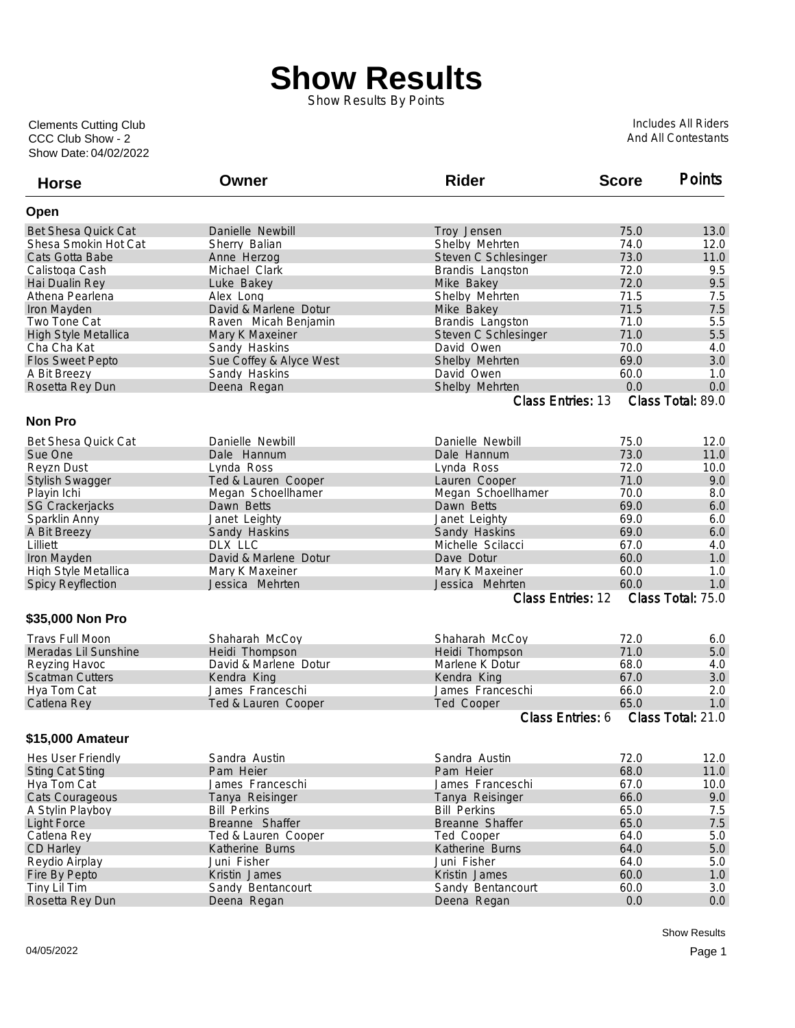# Show Results

Show Results By Points

Clements Cutting Club
CCC Club Show - 2
Show Date: 04/02/2022

Includes All Riders
And All Contestants

| Horse | Owner | Rider | Score | Points |
|---|---|---|---|---|
| **Open** | | | | |
| Bet Shesa Quick Cat | Danielle Newbill | Troy Jensen | 75.0 | 13.0 |
| Shesa Smokin Hot Cat | Sherry Balian | Shelby Mehrten | 74.0 | 12.0 |
| Cats Gotta Babe | Anne Herzog | Steven C Schlesinger | 73.0 | 11.0 |
| Calistoga Cash | Michael Clark | Brandis Langston | 72.0 | 9.5 |
| Hai Dualin Rey | Luke Bakey | Mike Bakey | 72.0 | 9.5 |
| Athena Pearlena | Alex Long | Shelby Mehrten | 71.5 | 7.5 |
| Iron Mayden | David & Marlene Dotur | Mike Bakey | 71.5 | 7.5 |
| Two Tone Cat | Raven Micah Benjamin | Brandis Langston | 71.0 | 5.5 |
| High Style Metallica | Mary K Maxeiner | Steven C Schlesinger | 71.0 | 5.5 |
| Cha Cha Kat | Sandy Haskins | David Owen | 70.0 | 4.0 |
| Flos Sweet Pepto | Sue Coffey & Alyce West | Shelby Mehrten | 69.0 | 3.0 |
| A Bit Breezy | Sandy Haskins | David Owen | 60.0 | 1.0 |
| Rosetta Rey Dun | Deena Regan | Shelby Mehrten | 0.0 | 0.0 |
| | | Class Entries: 13 | | Class Total: 89.0 |
| **Non Pro** | | | | |
| Bet Shesa Quick Cat | Danielle Newbill | Danielle Newbill | 75.0 | 12.0 |
| Sue One | Dale Hannum | Dale Hannum | 73.0 | 11.0 |
| Reyzn Dust | Lynda Ross | Lynda Ross | 72.0 | 10.0 |
| Stylish Swagger | Ted & Lauren Cooper | Lauren Cooper | 71.0 | 9.0 |
| Playin Ichi | Megan Schoellhamer | Megan Schoellhamer | 70.0 | 8.0 |
| SG Crackerjacks | Dawn Betts | Dawn Betts | 69.0 | 6.0 |
| Sparklin Anny | Janet Leighty | Janet Leighty | 69.0 | 6.0 |
| A Bit Breezy | Sandy Haskins | Sandy Haskins | 69.0 | 6.0 |
| Lilliett | DLX LLC | Michelle Scilacci | 67.0 | 4.0 |
| Iron Mayden | David & Marlene Dotur | Dave Dotur | 60.0 | 1.0 |
| High Style Metallica | Mary K Maxeiner | Mary K Maxeiner | 60.0 | 1.0 |
| Spicy Reyflection | Jessica Mehrten | Jessica Mehrten | 60.0 | 1.0 |
| | | Class Entries: 12 | | Class Total: 75.0 |
| **$35,000 Non Pro** | | | | |
| Travs Full Moon | Shaharah McCoy | Shaharah McCoy | 72.0 | 6.0 |
| Meradas Lil Sunshine | Heidi Thompson | Heidi Thompson | 71.0 | 5.0 |
| Reyzing Havoc | David & Marlene Dotur | Marlene K Dotur | 68.0 | 4.0 |
| Scatman Cutters | Kendra King | Kendra King | 67.0 | 3.0 |
| Hya Tom Cat | James Franceschi | James Franceschi | 66.0 | 2.0 |
| Catlena Rey | Ted & Lauren Cooper | Ted Cooper | 65.0 | 1.0 |
| | | Class Entries: 6 | | Class Total: 21.0 |
| **$15,000 Amateur** | | | | |
| Hes User Friendly | Sandra Austin | Sandra Austin | 72.0 | 12.0 |
| Sting Cat Sting | Pam Heier | Pam Heier | 68.0 | 11.0 |
| Hya Tom Cat | James Franceschi | James Franceschi | 67.0 | 10.0 |
| Cats Courageous | Tanya Reisinger | Tanya Reisinger | 66.0 | 9.0 |
| A Stylin Playboy | Bill Perkins | Bill Perkins | 65.0 | 7.5 |
| Light Force | Breanne Shaffer | Breanne Shaffer | 65.0 | 7.5 |
| Catlena Rey | Ted & Lauren Cooper | Ted Cooper | 64.0 | 5.0 |
| CD Harley | Katherine Burns | Katherine Burns | 64.0 | 5.0 |
| Reydio Airplay | Juni Fisher | Juni Fisher | 64.0 | 5.0 |
| Fire By Pepto | Kristin James | Kristin James | 60.0 | 1.0 |
| Tiny Lil Tim | Sandy Bentancourt | Sandy Bentancourt | 60.0 | 3.0 |
| Rosetta Rey Dun | Deena Regan | Deena Regan | 0.0 | 0.0 |

04/05/2022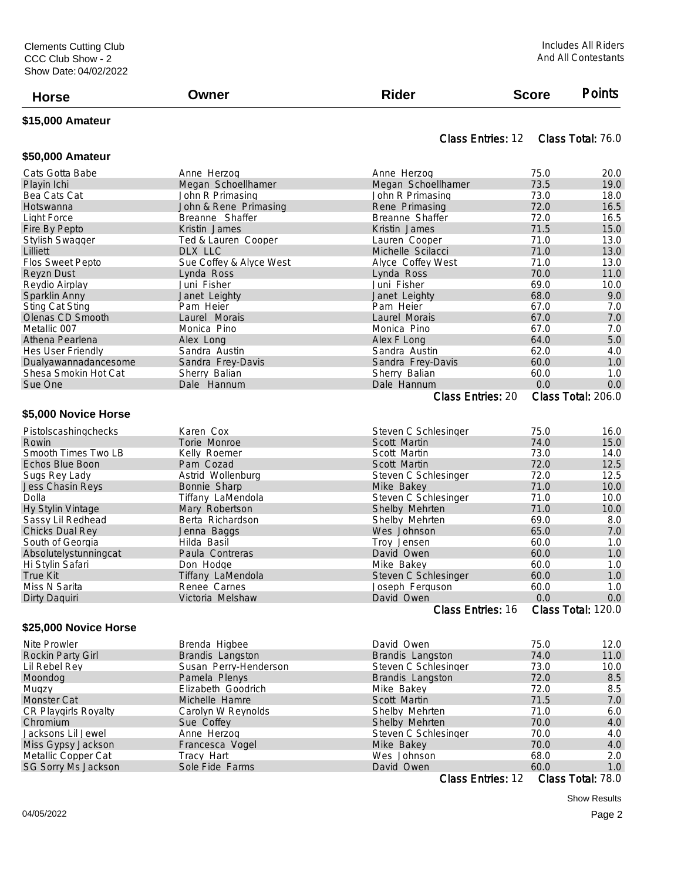Clements Cutting Club
CCC Club Show - 2
Show Date: 04/02/2022

Includes All Riders
And All Contestants

| Horse | Owner | Rider | Score | Points |
|---|---|---|---|---|
| **$15,000 Amateur** | | | | |
| | | Class Entries: 12 | | Class Total: 76.0 |
| **$50,000 Amateur** | | | | |
| Cats Gotta Babe | Anne Herzog | Anne Herzog | 75.0 | 20.0 |
| Playin Ichi | Megan Schoellhamer | Megan Schoellhamer | 73.5 | 19.0 |
| Bea Cats Cat | John R Primasing | John R Primasing | 73.0 | 18.0 |
| Hotswanna | John & Rene Primasing | Rene Primasing | 72.0 | 16.5 |
| Light Force | Breanne Shaffer | Breanne Shaffer | 72.0 | 16.5 |
| Fire By Pepto | Kristin James | Kristin James | 71.5 | 15.0 |
| Stylish Swagger | Ted & Lauren Cooper | Lauren Cooper | 71.0 | 13.0 |
| Lilliett | DLX LLC | Michelle Scilacci | 71.0 | 13.0 |
| Flos Sweet Pepto | Sue Coffey & Alyce West | Alyce Coffey West | 71.0 | 13.0 |
| Reyzn Dust | Lynda Ross | Lynda Ross | 70.0 | 11.0 |
| Reydio Airplay | Juni Fisher | Juni Fisher | 69.0 | 10.0 |
| Sparklin Anny | Janet Leighty | Janet Leighty | 68.0 | 9.0 |
| Sting Cat Sting | Pam Heier | Pam Heier | 67.0 | 7.0 |
| Olenas CD Smooth | Laurel Morais | Laurel Morais | 67.0 | 7.0 |
| Metallic 007 | Monica Pino | Monica Pino | 67.0 | 7.0 |
| Athena Pearlena | Alex Long | Alex F Long | 64.0 | 5.0 |
| Hes User Friendly | Sandra Austin | Sandra Austin | 62.0 | 4.0 |
| Dualyawannadancesome | Sandra Frey-Davis | Sandra Frey-Davis | 60.0 | 1.0 |
| Shesa Smokin Hot Cat | Sherry Balian | Sherry Balian | 60.0 | 1.0 |
| Sue One | Dale Hannum | Dale Hannum | 0.0 | 0.0 |
| | | Class Entries: 20 | | Class Total: 206.0 |
| **$5,000 Novice Horse** | | | | |
| Pistolscashingchecks | Karen Cox | Steven C Schlesinger | 75.0 | 16.0 |
| Rowin | Torie Monroe | Scott Martin | 74.0 | 15.0 |
| Smooth Times Two LB | Kelly Roemer | Scott Martin | 73.0 | 14.0 |
| Echos Blue Boon | Pam Cozad | Scott Martin | 72.0 | 12.5 |
| Sugs Rey Lady | Astrid Wollenburg | Steven C Schlesinger | 72.0 | 12.5 |
| Jess Chasin Reys | Bonnie Sharp | Mike Bakey | 71.0 | 10.0 |
| Dolla | Tiffany LaMendola | Steven C Schlesinger | 71.0 | 10.0 |
| Hy Stylin Vintage | Mary Robertson | Shelby Mehrten | 71.0 | 10.0 |
| Sassy Lil Redhead | Berta Richardson | Shelby Mehrten | 69.0 | 8.0 |
| Chicks Dual Rey | Jenna Baggs | Wes Johnson | 65.0 | 7.0 |
| South of Georgia | Hilda Basil | Troy Jensen | 60.0 | 1.0 |
| Absolutelystunningcat | Paula Contreras | David Owen | 60.0 | 1.0 |
| Hi Stylin Safari | Don Hodge | Mike Bakey | 60.0 | 1.0 |
| True Kit | Tiffany LaMendola | Steven C Schlesinger | 60.0 | 1.0 |
| Miss N Sarita | Renee Carnes | Joseph Ferguson | 60.0 | 1.0 |
| Dirty Daquiri | Victoria Melshaw | David Owen | 0.0 | 0.0 |
| | | Class Entries: 16 | | Class Total: 120.0 |
| **$25,000 Novice Horse** | | | | |
| Nite Prowler | Brenda Higbee | David Owen | 75.0 | 12.0 |
| Rockin Party Girl | Brandis Langston | Brandis Langston | 74.0 | 11.0 |
| Lil Rebel Rey | Susan Perry-Henderson | Steven C Schlesinger | 73.0 | 10.0 |
| Moondog | Pamela Plenys | Brandis Langston | 72.0 | 8.5 |
| Mugzy | Elizabeth Goodrich | Mike Bakey | 72.0 | 8.5 |
| Monster Cat | Michelle Hamre | Scott Martin | 71.5 | 7.0 |
| CR Playgirls Royalty | Carolyn W Reynolds | Shelby Mehrten | 71.0 | 6.0 |
| Chromium | Sue Coffey | Shelby Mehrten | 70.0 | 4.0 |
| Jacksons Lil Jewel | Anne Herzog | Steven C Schlesinger | 70.0 | 4.0 |
| Miss Gypsy Jackson | Francesca Vogel | Mike Bakey | 70.0 | 4.0 |
| Metallic Copper Cat | Tracy Hart | Wes Johnson | 68.0 | 2.0 |
| SG Sorry Ms Jackson | Sole Fide Farms | David Owen | 60.0 | 1.0 |
| | | Class Entries: 12 | | Class Total: 78.0 |

Show Results

04/05/2022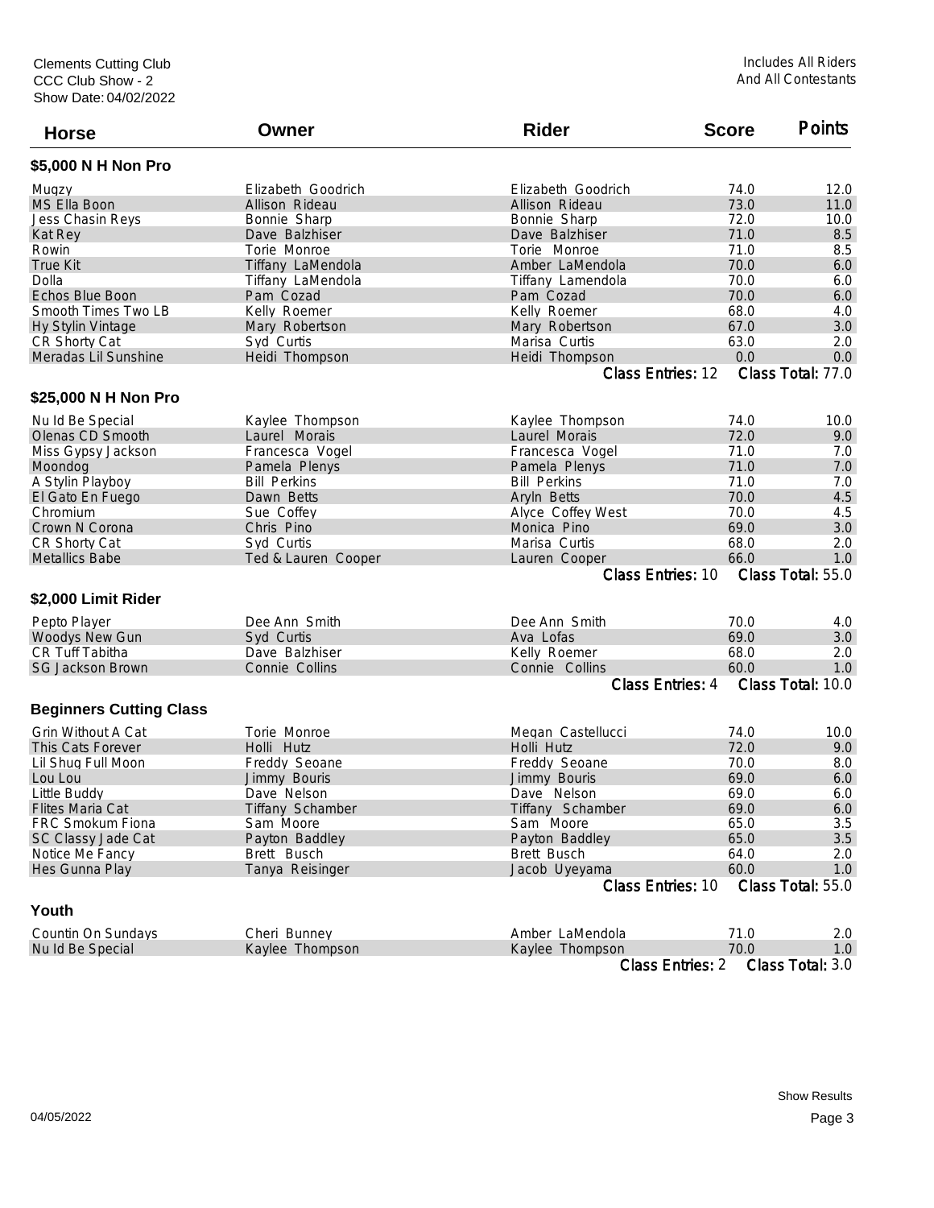Clements Cutting Club
CCC Club Show - 2
Show Date: 04/02/2022

Includes All Riders
And All Contestants

| Horse | Owner | Rider | Score | Points |
|---|---|---|---|---|
| **$5,000 N H Non Pro** | | | | |
| Mugzy | Elizabeth Goodrich | Elizabeth Goodrich | 74.0 | 12.0 |
| MS Ella Boon | Allison Rideau | Allison Rideau | 73.0 | 11.0 |
| Jess Chasin Reys | Bonnie Sharp | Bonnie Sharp | 72.0 | 10.0 |
| Kat Rey | Dave Balzhiser | Dave Balzhiser | 71.0 | 8.5 |
| Rowin | Torie Monroe | Torie Monroe | 71.0 | 8.5 |
| True Kit | Tiffany LaMendola | Amber LaMendola | 70.0 | 6.0 |
| Dolla | Tiffany LaMendola | Tiffany Lamendola | 70.0 | 6.0 |
| Echos Blue Boon | Pam Cozad | Pam Cozad | 70.0 | 6.0 |
| Smooth Times Two LB | Kelly Roemer | Kelly Roemer | 68.0 | 4.0 |
| Hy Stylin Vintage | Mary Robertson | Mary Robertson | 67.0 | 3.0 |
| CR Shorty Cat | Syd Curtis | Marisa Curtis | 63.0 | 2.0 |
| Meradas Lil Sunshine | Heidi Thompson | Heidi Thompson | 0.0 | 0.0 |
| | | | Class Entries: 12 | Class Total: 77.0 |
| **$25,000 N H Non Pro** | | | | |
| Nu Id Be Special | Kaylee Thompson | Kaylee Thompson | 74.0 | 10.0 |
| Olenas CD Smooth | Laurel Morais | Laurel Morais | 72.0 | 9.0 |
| Miss Gypsy Jackson | Francesca Vogel | Francesca Vogel | 71.0 | 7.0 |
| Moondog | Pamela Plenys | Pamela Plenys | 71.0 | 7.0 |
| A Stylin Playboy | Bill Perkins | Bill Perkins | 71.0 | 7.0 |
| El Gato En Fuego | Dawn Betts | Aryln Betts | 70.0 | 4.5 |
| Chromium | Sue Coffey | Alyce Coffey West | 70.0 | 4.5 |
| Crown N Corona | Chris Pino | Monica Pino | 69.0 | 3.0 |
| CR Shorty Cat | Syd Curtis | Marisa Curtis | 68.0 | 2.0 |
| Metallics Babe | Ted & Lauren Cooper | Lauren Cooper | 66.0 | 1.0 |
| | | | Class Entries: 10 | Class Total: 55.0 |
| **$2,000 Limit Rider** | | | | |
| Pepto Player | Dee Ann Smith | Dee Ann Smith | 70.0 | 4.0 |
| Woodys New Gun | Syd Curtis | Ava Lofas | 69.0 | 3.0 |
| CR Tuff Tabitha | Dave Balzhiser | Kelly Roemer | 68.0 | 2.0 |
| SG Jackson Brown | Connie Collins | Connie Collins | 60.0 | 1.0 |
| | | | Class Entries: 4 | Class Total: 10.0 |
| **Beginners Cutting Class** | | | | |
| Grin Without A Cat | Torie Monroe | Megan Castellucci | 74.0 | 10.0 |
| This Cats Forever | Holli Hutz | Holli Hutz | 72.0 | 9.0 |
| Lil Shug Full Moon | Freddy Seoane | Freddy Seoane | 70.0 | 8.0 |
| Lou Lou | Jimmy Bouris | Jimmy Bouris | 69.0 | 6.0 |
| Little Buddy | Dave Nelson | Dave Nelson | 69.0 | 6.0 |
| Flites Maria Cat | Tiffany Schamber | Tiffany Schamber | 69.0 | 6.0 |
| FRC Smokum Fiona | Sam Moore | Sam Moore | 65.0 | 3.5 |
| SC Classy Jade Cat | Payton Baddley | Payton Baddley | 65.0 | 3.5 |
| Notice Me Fancy | Brett Busch | Brett Busch | 64.0 | 2.0 |
| Hes Gunna Play | Tanya Reisinger | Jacob Uyeyama | 60.0 | 1.0 |
| | | | Class Entries: 10 | Class Total: 55.0 |
| **Youth** | | | | |
| Countin On Sundays | Cheri Bunney | Amber LaMendola | 71.0 | 2.0 |
| Nu Id Be Special | Kaylee Thompson | Kaylee Thompson | 70.0 | 1.0 |
| | | | Class Entries: 2 | Class Total: 3.0 |